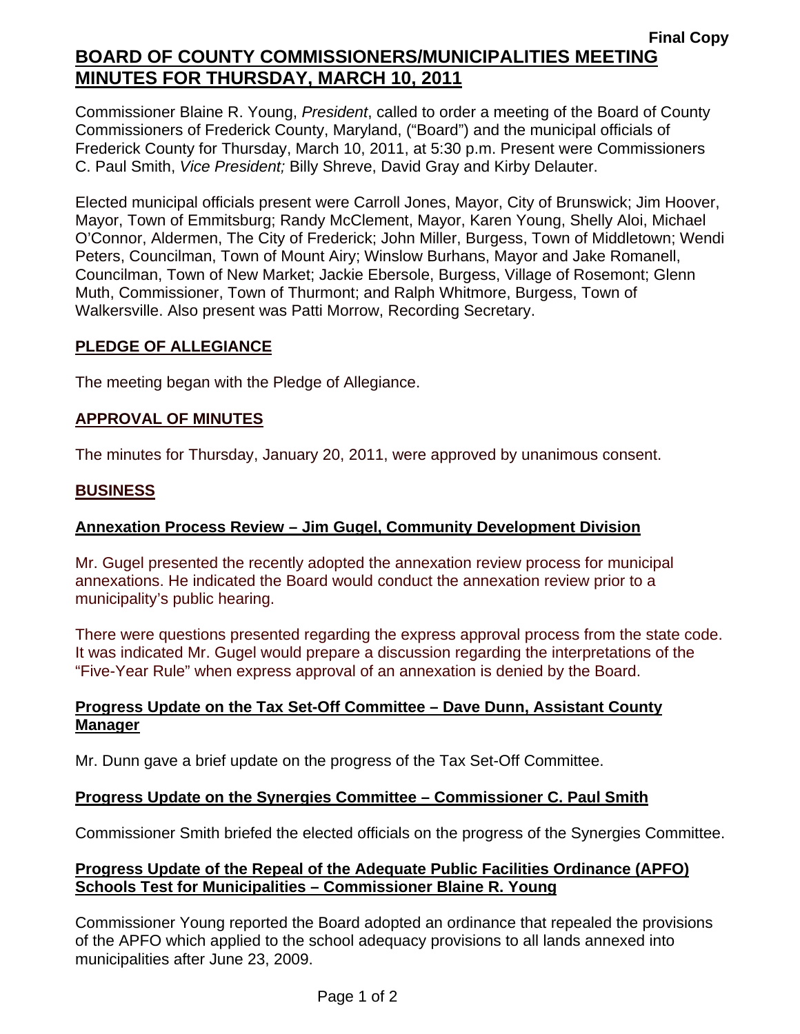**Final Copy**

# BOARD OF COUNTY COMMISSIONERS/MUNICIPALITIES MEETING MINUTES FOR THURSDAY, MARCH 10, 2011

Commissioner Blaine R. Young, *President*, called to order a meeting of the Board of County Commissioners of Frederick County, Maryland, ("Board") and the municipal officials of Frederick County for Thursday, March 10, 2011, at 5:30 p.m. Present were Commissioners C. Paul Smith, *Vice President;* Billy Shreve, David Gray and Kirby Delauter.

Elected municipal officials present were Carroll Jones, Mayor, City of Brunswick; Jim Hoover, Mayor, Town of Emmitsburg; Randy McClement, Mayor, Karen Young, Shelly Aloi, Michael O'Connor, Aldermen, The City of Frederick; John Miller, Burgess, Town of Middletown; Wendi Peters, Councilman, Town of Mount Airy; Winslow Burhans, Mayor and Jake Romanell, Councilman, Town of New Market; Jackie Ebersole, Burgess, Village of Rosemont; Glenn Muth, Commissioner, Town of Thurmont; and Ralph Whitmore, Burgess, Town of Walkersville. Also present was Patti Morrow, Recording Secretary.

## PLEDGE OF ALLEGIANCE

The meeting began with the Pledge of Allegiance.

## APPROVAL OF MINUTES

The minutes for Thursday, January 20, 2011, were approved by unanimous consent.

## BUSINESS

### Annexation Process Review – Jim Gugel, Community Development Division

Mr. Gugel presented the recently adopted the annexation review process for municipal annexations. He indicated the Board would conduct the annexation review prior to a municipality's public hearing.

There were questions presented regarding the express approval process from the state code. It was indicated Mr. Gugel would prepare a discussion regarding the interpretations of the "Five-Year Rule" when express approval of an annexation is denied by the Board.

### Progress Update on the Tax Set-Off Committee – Dave Dunn, Assistant County Manager

Mr. Dunn gave a brief update on the progress of the Tax Set-Off Committee.

### Progress Update on the Synergies Committee – Commissioner C. Paul Smith

Commissioner Smith briefed the elected officials on the progress of the Synergies Committee.

### Progress Update of the Repeal of the Adequate Public Facilities Ordinance (APFO) Schools Test for Municipalities – Commissioner Blaine R. Young

Commissioner Young reported the Board adopted an ordinance that repealed the provisions of the APFO which applied to the school adequacy provisions to all lands annexed into municipalities after June 23, 2009.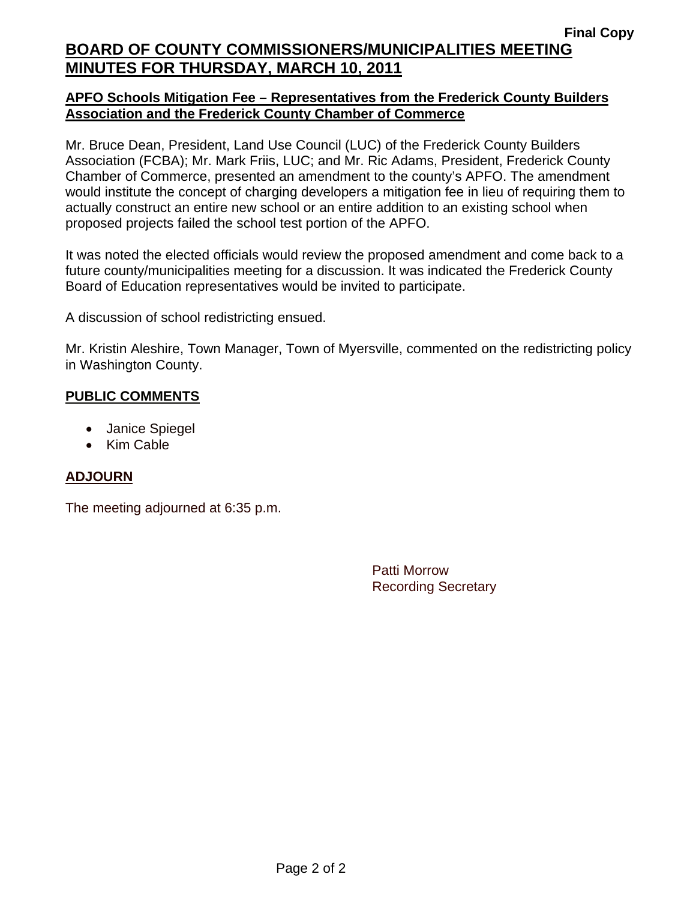**Final Copy**

# BOARD OF COUNTY COMMISSIONERS/MUNICIPALITIES MEETING MINUTES FOR THURSDAY, MARCH 10, 2011

## APFO Schools Mitigation Fee – Representatives from the Frederick County Builders Association and the Frederick County Chamber of Commerce

Mr. Bruce Dean, President, Land Use Council (LUC) of the Frederick County Builders Association (FCBA); Mr. Mark Friis, LUC; and Mr. Ric Adams, President, Frederick County Chamber of Commerce, presented an amendment to the county's APFO. The amendment would institute the concept of charging developers a mitigation fee in lieu of requiring them to actually construct an entire new school or an entire addition to an existing school when proposed projects failed the school test portion of the APFO.

It was noted the elected officials would review the proposed amendment and come back to a future county/municipalities meeting for a discussion. It was indicated the Frederick County Board of Education representatives would be invited to participate.

A discussion of school redistricting ensued.

Mr. Kristin Aleshire, Town Manager, Town of Myersville, commented on the redistricting policy in Washington County.

## PUBLIC COMMENTS

- Janice Spiegel
- Kim Cable

## ADJOURN

The meeting adjourned at 6:35 p.m.

Patti Morrow
Recording Secretary